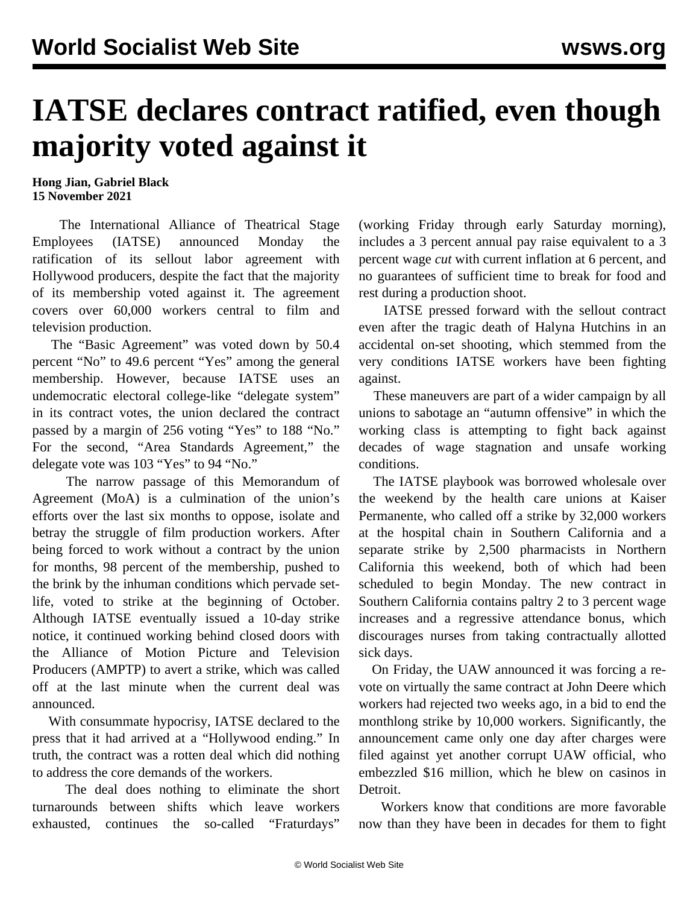# IATSE declares contract ratified, even though majority voted against it

**Hong Jian, Gabriel Black**
**15 November 2021**

The International Alliance of Theatrical Stage Employees (IATSE) announced Monday the ratification of its sellout labor agreement with Hollywood producers, despite the fact that the majority of its membership voted against it. The agreement covers over 60,000 workers central to film and television production.

The "Basic Agreement" was voted down by 50.4 percent "No" to 49.6 percent "Yes" among the general membership. However, because IATSE uses an undemocratic electoral college-like "delegate system" in its contract votes, the union declared the contract passed by a margin of 256 voting "Yes" to 188 "No." For the second, "Area Standards Agreement," the delegate vote was 103 "Yes" to 94 "No."

The narrow passage of this Memorandum of Agreement (MoA) is a culmination of the union's efforts over the last six months to oppose, isolate and betray the struggle of film production workers. After being forced to work without a contract by the union for months, 98 percent of the membership, pushed to the brink by the inhuman conditions which pervade set-life, voted to strike at the beginning of October. Although IATSE eventually issued a 10-day strike notice, it continued working behind closed doors with the Alliance of Motion Picture and Television Producers (AMPTP) to avert a strike, which was called off at the last minute when the current deal was announced.

With consummate hypocrisy, IATSE declared to the press that it had arrived at a "Hollywood ending." In truth, the contract was a rotten deal which did nothing to address the core demands of the workers.

The deal does nothing to eliminate the short turnarounds between shifts which leave workers exhausted, continues the so-called "Fraturdays" (working Friday through early Saturday morning), includes a 3 percent annual pay raise equivalent to a 3 percent wage *cut* with current inflation at 6 percent, and no guarantees of sufficient time to break for food and rest during a production shoot.

IATSE pressed forward with the sellout contract even after the tragic death of Halyna Hutchins in an accidental on-set shooting, which stemmed from the very conditions IATSE workers have been fighting against.

These maneuvers are part of a wider campaign by all unions to sabotage an "autumn offensive" in which the working class is attempting to fight back against decades of wage stagnation and unsafe working conditions.

The IATSE playbook was borrowed wholesale over the weekend by the health care unions at Kaiser Permanente, who called off a strike by 32,000 workers at the hospital chain in Southern California and a separate strike by 2,500 pharmacists in Northern California this weekend, both of which had been scheduled to begin Monday. The new contract in Southern California contains paltry 2 to 3 percent wage increases and a regressive attendance bonus, which discourages nurses from taking contractually allotted sick days.

On Friday, the UAW announced it was forcing a re-vote on virtually the same contract at John Deere which workers had rejected two weeks ago, in a bid to end the monthlong strike by 10,000 workers. Significantly, the announcement came only one day after charges were filed against yet another corrupt UAW official, who embezzled $16 million, which he blew on casinos in Detroit.

Workers know that conditions are more favorable now than they have been in decades for them to fight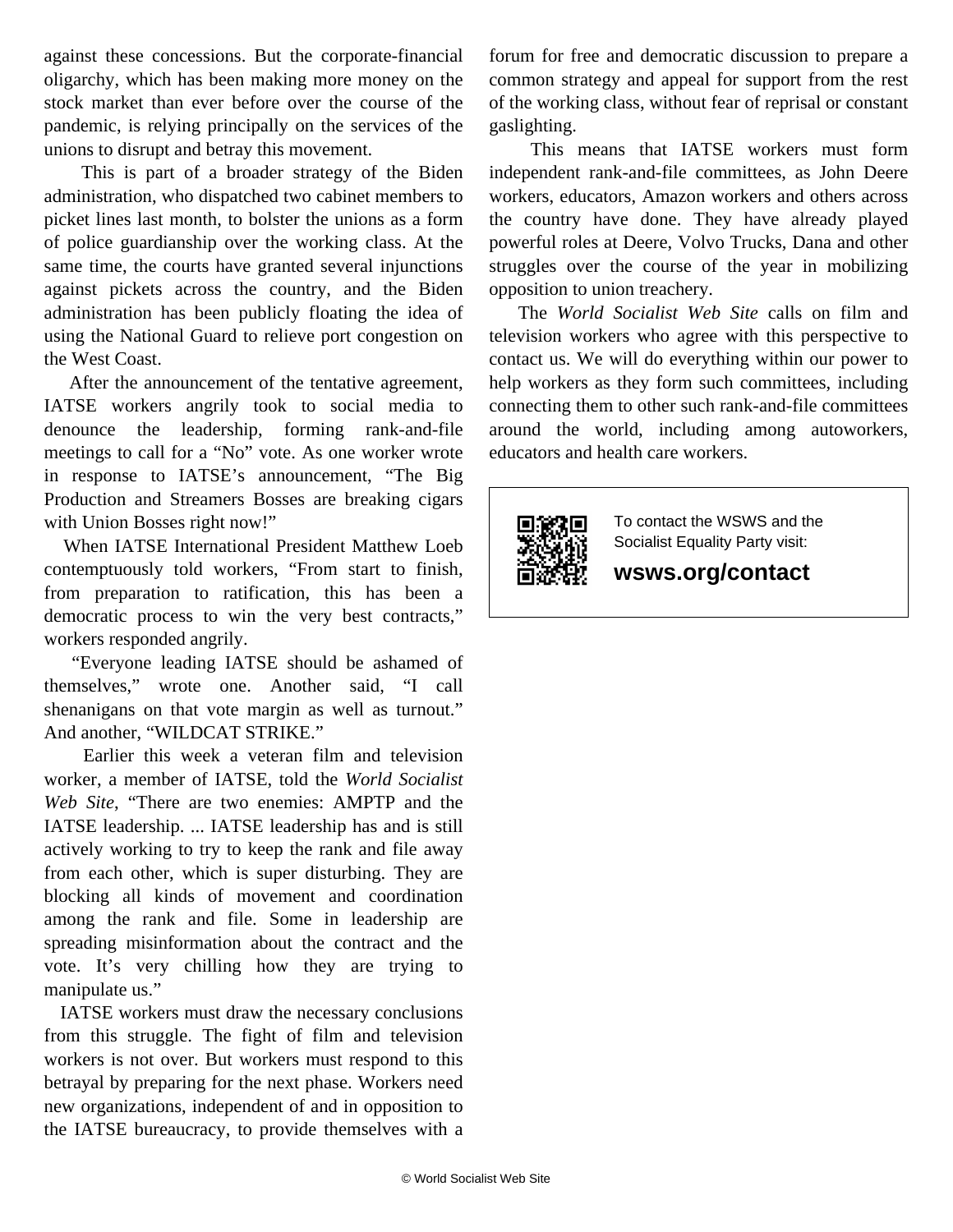against these concessions. But the corporate-financial oligarchy, which has been making more money on the stock market than ever before over the course of the pandemic, is relying principally on the services of the unions to disrupt and betray this movement.

This is part of a broader strategy of the Biden administration, who dispatched two cabinet members to picket lines last month, to bolster the unions as a form of police guardianship over the working class. At the same time, the courts have granted several injunctions against pickets across the country, and the Biden administration has been publicly floating the idea of using the National Guard to relieve port congestion on the West Coast.

After the announcement of the tentative agreement, IATSE workers angrily took to social media to denounce the leadership, forming rank-and-file meetings to call for a "No" vote. As one worker wrote in response to IATSE's announcement, "The Big Production and Streamers Bosses are breaking cigars with Union Bosses right now!"

When IATSE International President Matthew Loeb contemptuously told workers, "From start to finish, from preparation to ratification, this has been a democratic process to win the very best contracts," workers responded angrily.

"Everyone leading IATSE should be ashamed of themselves," wrote one. Another said, "I call shenanigans on that vote margin as well as turnout." And another, "WILDCAT STRIKE."

Earlier this week a veteran film and television worker, a member of IATSE, told the *World Socialist Web Site*, "There are two enemies: AMPTP and the IATSE leadership. ... IATSE leadership has and is still actively working to try to keep the rank and file away from each other, which is super disturbing. They are blocking all kinds of movement and coordination among the rank and file. Some in leadership are spreading misinformation about the contract and the vote. It's very chilling how they are trying to manipulate us."

IATSE workers must draw the necessary conclusions from this struggle. The fight of film and television workers is not over. But workers must respond to this betrayal by preparing for the next phase. Workers need new organizations, independent of and in opposition to the IATSE bureaucracy, to provide themselves with a forum for free and democratic discussion to prepare a common strategy and appeal for support from the rest of the working class, without fear of reprisal or constant gaslighting.

This means that IATSE workers must form independent rank-and-file committees, as John Deere workers, educators, Amazon workers and others across the country have done. They have already played powerful roles at Deere, Volvo Trucks, Dana and other struggles over the course of the year in mobilizing opposition to union treachery.

The *World Socialist Web Site* calls on film and television workers who agree with this perspective to contact us. We will do everything within our power to help workers as they form such committees, including connecting them to other such rank-and-file committees around the world, including among autoworkers, educators and health care workers.

To contact the WSWS and the Socialist Equality Party visit:

**wsws.org/contact**